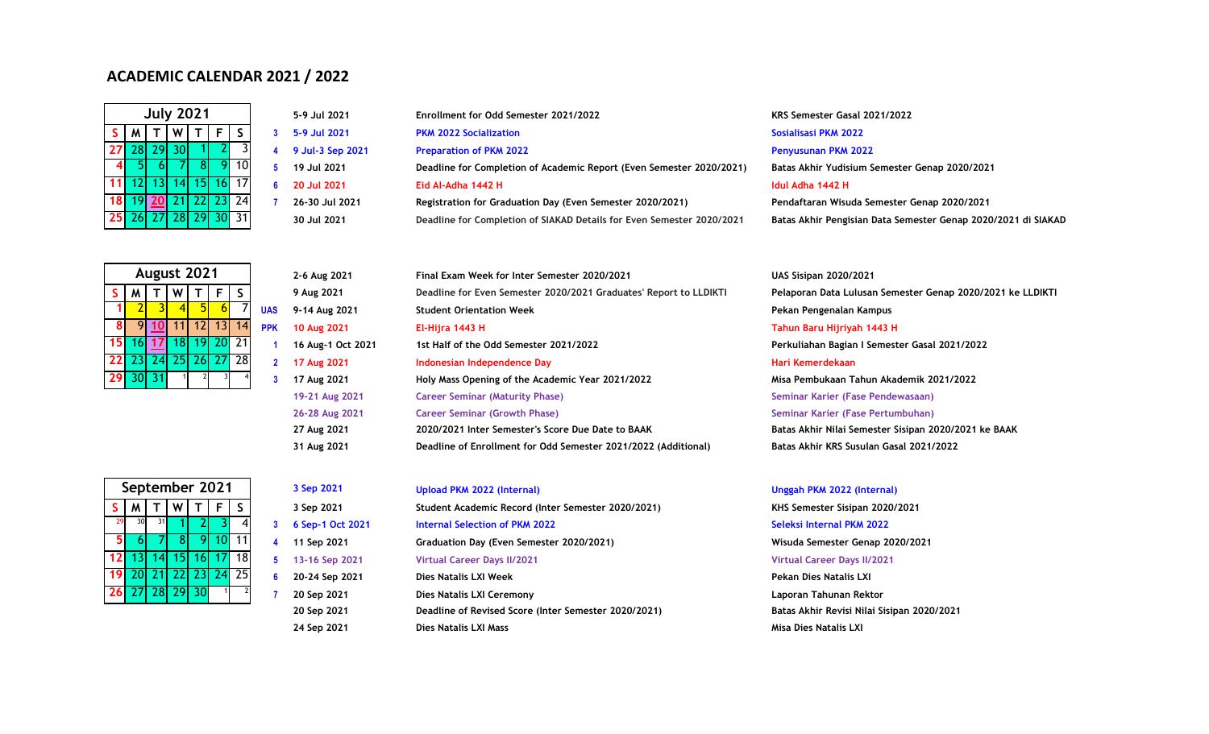# ACADEMIC CALENDAR 2021 / 2022

## July 2021

| S | M | T | W | T | F | S |
|---|---|---|---|---|---|---|
| 27 | 28 | 29 | 30 | 1 | 2 | 3 |
| 4 | 5 | 6 | 7 | 8 | 9 | 10 |
| 11 | 12 | 13 | 14 | 15 | 16 | 17 |
| 18 | 19 | 20 | 21 | 22 | 23 | 24 |
| 25 | 26 | 27 | 28 | 29 | 30 | 31 |

| Week | Date | Activity | Kegiatan |
|---|---|---|---|
| | 5-9 Jul 2021 | Enrollment for Odd Semester 2021/2022 | KRS Semester Gasal 2021/2022 |
| 3 | 5-9 Jul 2021 | PKM 2022 Socialization | Sosialisasi PKM 2022 |
| 4 | 9 Jul-3 Sep 2021 | Preparation of PKM 2022 | Penyusunan PKM 2022 |
| 5 | 19 Jul 2021 | Deadline for Completion of Academic Report (Even Semester 2020/2021) | Batas Akhir Yudisium Semester Genap 2020/2021 |
| 6 | 20 Jul 2021 | Eid Al-Adha 1442 H | Idul Adha 1442 H |
| 7 | 26-30 Jul 2021 | Registration for Graduation Day (Even Semester 2020/2021) | Pendaftaran Wisuda Semester Genap 2020/2021 |
| | 30 Jul 2021 | Deadline for Completion of SIAKAD Details for Even Semester 2020/2021 | Batas Akhir Pengisian Data Semester Genap 2020/2021 di SIAKAD |

## August 2021

| S | M | T | W | T | F | S |
|---|---|---|---|---|---|---|
| 1 | 2 | 3 | 4 | 5 | 6 | 7 |
| 8 | 9 | 10 | 11 | 12 | 13 | 14 |
| 15 | 16 | 17 | 18 | 19 | 20 | 21 |
| 22 | 23 | 24 | 25 | 26 | 27 | 28 |
| 29 | 30 | 31 | 1 | 2 | 3 | 4 |

| Week | Date | Activity | Kegiatan |
|---|---|---|---|
| | 2-6 Aug 2021 | Final Exam Week for Inter Semester 2020/2021 | UAS Sisipan 2020/2021 |
| | 9 Aug 2021 | Deadline for Even Semester 2020/2021 Graduates' Report to LLDIKTI | Pelaporan Data Lulusan Semester Genap 2020/2021 ke LLDIKTI |
| UAS | 9-14 Aug 2021 | Student Orientation Week | Pekan Pengenalan Kampus |
| PPK | 10 Aug 2021 | El-Hijra 1443 H | Tahun Baru Hijriyah 1443 H |
| 1 | 16 Aug-1 Oct 2021 | 1st Half of the Odd Semester 2021/2022 | Perkuliahan Bagian I Semester Gasal 2021/2022 |
| 2 | 17 Aug 2021 | Indonesian Independence Day | Hari Kemerdekaan |
| 3 | 17 Aug 2021 | Holy Mass Opening of the Academic Year 2021/2022 | Misa Pembukaan Tahun Akademik 2021/2022 |
| | 19-21 Aug 2021 | Career Seminar (Maturity Phase) | Seminar Karier (Fase Pendewasaan) |
| | 26-28 Aug 2021 | Career Seminar (Growth Phase) | Seminar Karier (Fase Pertumbuhan) |
| | 27 Aug 2021 | 2020/2021 Inter Semester's Score Due Date to BAAK | Batas Akhir Nilai Semester Sisipan 2020/2021 ke BAAK |
| | 31 Aug 2021 | Deadline of Enrollment for Odd Semester 2021/2022 (Additional) | Batas Akhir KRS Susulan Gasal 2021/2022 |

## September 2021

| S | M | T | W | T | F | S |
|---|---|---|---|---|---|---|
| 29 | 30 | 31 | 1 | 2 | 3 | 4 |
| 5 | 6 | 7 | 8 | 9 | 10 | 11 |
| 12 | 13 | 14 | 15 | 16 | 17 | 18 |
| 19 | 20 | 21 | 22 | 23 | 24 | 25 |
| 26 | 27 | 28 | 29 | 30 | 1 | 2 |

| Week | Date | Activity | Kegiatan |
|---|---|---|---|
| | 3 Sep 2021 | Upload PKM 2022 (Internal) | Unggah PKM 2022 (Internal) |
| | 3 Sep 2021 | Student Academic Record (Inter Semester 2020/2021) | KHS Semester Sisipan 2020/2021 |
| 3 | 6 Sep-1 Oct 2021 | Internal Selection of PKM 2022 | Seleksi Internal PKM 2022 |
| 4 | 11 Sep 2021 | Graduation Day (Even Semester 2020/2021) | Wisuda Semester Genap 2020/2021 |
| 5 | 13-16 Sep 2021 | Virtual Career Days II/2021 | Virtual Career Days II/2021 |
| 6 | 20-24 Sep 2021 | Dies Natalis LXI Week | Pekan Dies Natalis LXI |
| 7 | 20 Sep 2021 | Dies Natalis LXI Ceremony | Laporan Tahunan Rektor |
| | 20 Sep 2021 | Deadline of Revised Score (Inter Semester 2020/2021) | Batas Akhir Revisi Nilai Sisipan 2020/2021 |
| | 24 Sep 2021 | Dies Natalis LXI Mass | Misa Dies Natalis LXI |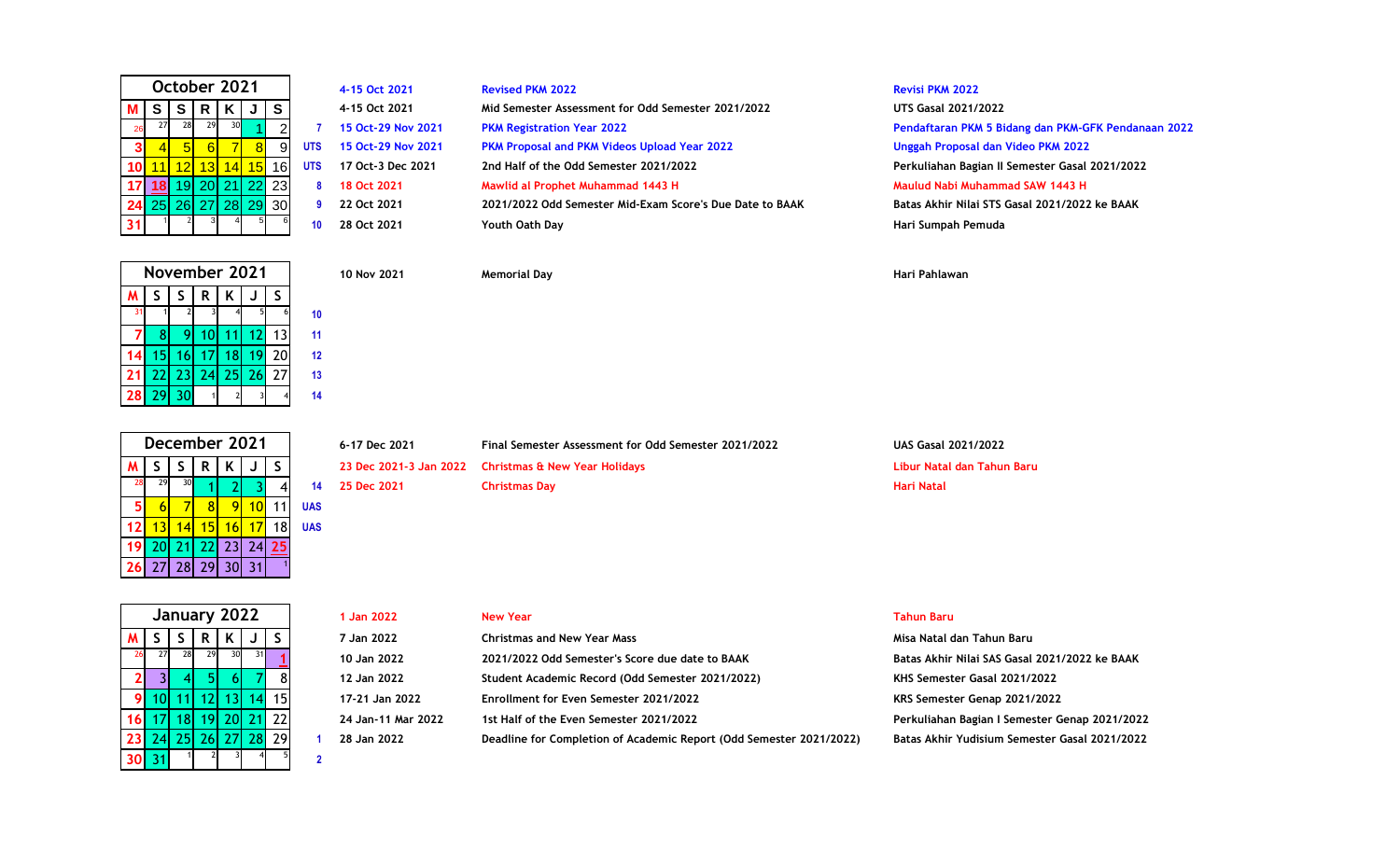## October 2021

| M | S | S | R | K | J | S | |
|---|---|---|---|---|---|---|---|
| 26 | 27 | 28 | 29 | 30 | 1 | 2 | 7 |
| 3 | 4 | 5 | 6 | 7 | 8 | 9 | UTS |
| 10 | 11 | 12 | 13 | 14 | 15 | 16 | UTS |
| 17 | 18 | 19 | 20 | 21 | 22 | 23 | 8 |
| 24 | 25 | 26 | 27 | 28 | 29 | 30 | 9 |
| 31 | 1 | 2 | 3 | 4 | 5 | 6 | 10 |

| Date | Event | Kegiatan |
|---|---|---|
| 4-15 Oct 2021 | Revised PKM 2022 | Revisi PKM 2022 |
| 4-15 Oct 2021 | Mid Semester Assessment for Odd Semester 2021/2022 | UTS Gasal 2021/2022 |
| 15 Oct-29 Nov 2021 | PKM Registration Year 2022 | Pendaftaran PKM 5 Bidang dan PKM-GFK Pendanaan 2022 |
| 15 Oct-29 Nov 2021 | PKM Proposal and PKM Videos Upload Year 2022 | Unggah Proposal dan Video PKM 2022 |
| 17 Oct-3 Dec 2021 | 2nd Half of the Odd Semester 2021/2022 | Perkuliahan Bagian II Semester Gasal 2021/2022 |
| 18 Oct 2021 | Mawlid al Prophet Muhammad 1443 H | Maulud Nabi Muhammad SAW 1443 H |
| 22 Oct 2021 | 2021/2022 Odd Semester Mid-Exam Score's Due Date to BAAK | Batas Akhir Nilai STS Gasal 2021/2022 ke BAAK |
| 28 Oct 2021 | Youth Oath Day | Hari Sumpah Pemuda |

## November 2021

| M | S | S | R | K | J | S | |
|---|---|---|---|---|---|---|---|
| 31 | 1 | 2 | 3 | 4 | 5 | 6 | 10 |
| 7 | 8 | 9 | 10 | 11 | 12 | 13 | 11 |
| 14 | 15 | 16 | 17 | 18 | 19 | 20 | 12 |
| 21 | 22 | 23 | 24 | 25 | 26 | 27 | 13 |
| 28 | 29 | 30 | 1 | 2 | 3 | 4 | 14 |

| Date | Event | Kegiatan |
|---|---|---|
| 10 Nov 2021 | Memorial Day | Hari Pahlawan |

## December 2021

| M | S | S | R | K | J | S | |
|---|---|---|---|---|---|---|---|
| 28 | 29 | 30 | 1 | 2 | 3 | 4 | 14 |
| 5 | 6 | 7 | 8 | 9 | 10 | 11 | UAS |
| 12 | 13 | 14 | 15 | 16 | 17 | 18 | UAS |
| 19 | 20 | 21 | 22 | 23 | 24 | 25 | |
| 26 | 27 | 28 | 29 | 30 | 31 | 1 | |

| Date | Event | Kegiatan |
|---|---|---|
| 6-17 Dec 2021 | Final Semester Assessment for Odd Semester 2021/2022 | UAS Gasal 2021/2022 |
| 23 Dec 2021-3 Jan 2022 | Christmas & New Year Holidays | Libur Natal dan Tahun Baru |
| 25 Dec 2021 | Christmas Day | Hari Natal |

## January 2022

| M | S | S | R | K | J | S | |
|---|---|---|---|---|---|---|---|
| 26 | 27 | 28 | 29 | 30 | 31 | 1 | |
| 2 | 3 | 4 | 5 | 6 | 7 | 8 | |
| 9 | 10 | 11 | 12 | 13 | 14 | 15 | |
| 16 | 17 | 18 | 19 | 20 | 21 | 22 | |
| 23 | 24 | 25 | 26 | 27 | 28 | 29 | 1 |
| 30 | 31 | 1 | 2 | 3 | 4 | 5 | 2 |

| Date | Event | Kegiatan |
|---|---|---|
| 1 Jan 2022 | New Year | Tahun Baru |
| 7 Jan 2022 | Christmas and New Year Mass | Misa Natal dan Tahun Baru |
| 10 Jan 2022 | 2021/2022 Odd Semester's Score due date to BAAK | Batas Akhir Nilai SAS Gasal 2021/2022 ke BAAK |
| 12 Jan 2022 | Student Academic Record (Odd Semester 2021/2022) | KHS Semester Gasal 2021/2022 |
| 17-21 Jan 2022 | Enrollment for Even Semester 2021/2022 | KRS Semester Genap 2021/2022 |
| 24 Jan-11 Mar 2022 | 1st Half of the Even Semester 2021/2022 | Perkuliahan Bagian I Semester Genap 2021/2022 |
| 28 Jan 2022 | Deadline for Completion of Academic Report (Odd Semester 2021/2022) | Batas Akhir Yudisium Semester Gasal 2021/2022 |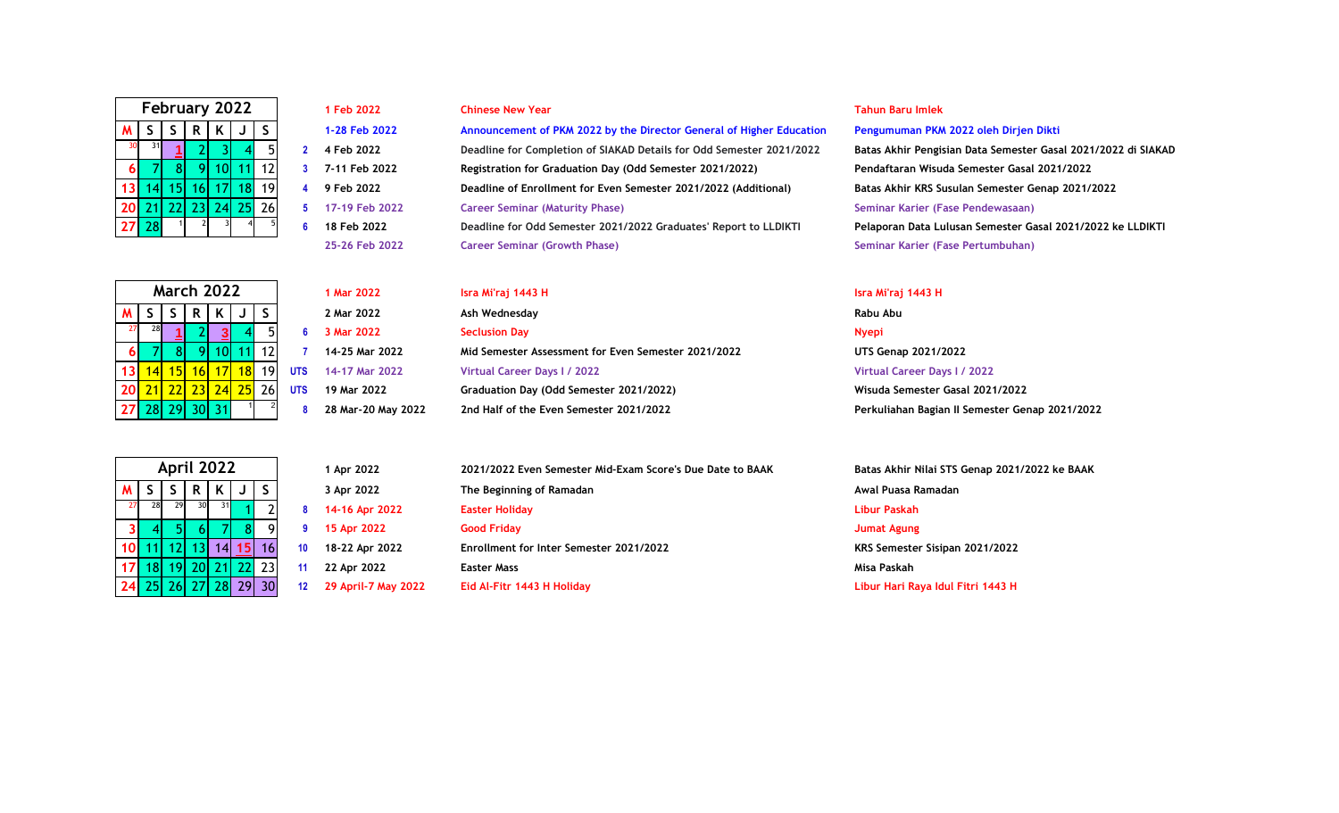| February 2022 | | | | | | |
|---|---|---|---|---|---|---|
| M | S | S | R | K | J | S |
| 30 | 31 | 1 | 2 | 3 | 4 | 5 |
| 6 | 7 | 8 | 9 | 10 | 11 | 12 |
| 13 | 14 | 15 | 16 | 17 | 18 | 19 |
| 20 | 21 | 22 | 23 | 24 | 25 | 26 |
| 27 | 28 | 1 | 2 | 3 | 4 | 5 |

| Week | Date | Event | Kegiatan |
|---|---|---|---|
| | 1 Feb 2022 | Chinese New Year | Tahun Baru Imlek |
| | 1-28 Feb 2022 | Announcement of PKM 2022 by the Director General of Higher Education | Pengumuman PKM 2022 oleh Dirjen Dikti |
| 2 | 4 Feb 2022 | Deadline for Completion of SIAKAD Details for Odd Semester 2021/2022 | Batas Akhir Pengisian Data Semester Gasal 2021/2022 di SIAKAD |
| 3 | 7-11 Feb 2022 | Registration for Graduation Day (Odd Semester 2021/2022) | Pendaftaran Wisuda Semester Gasal 2021/2022 |
| 4 | 9 Feb 2022 | Deadline of Enrollment for Even Semester 2021/2022 (Additional) | Batas Akhir KRS Susulan Semester Genap 2021/2022 |
| 5 | 17-19 Feb 2022 | Career Seminar (Maturity Phase) | Seminar Karier (Fase Pendewasaan) |
| 6 | 18 Feb 2022 | Deadline for Odd Semester 2021/2022 Graduates' Report to LLDIKTI | Pelaporan Data Lulusan Semester Gasal 2021/2022 ke LLDIKTI |
| | 25-26 Feb 2022 | Career Seminar (Growth Phase) | Seminar Karier (Fase Pertumbuhan) |

| March 2022 | | | | | | |
|---|---|---|---|---|---|---|
| M | S | S | R | K | J | S |
| 27 | 28 | 1 | 2 | 3 | 4 | 5 |
| 6 | 7 | 8 | 9 | 10 | 11 | 12 |
| 13 | 14 | 15 | 16 | 17 | 18 | 19 |
| 20 | 21 | 22 | 23 | 24 | 25 | 26 |
| 27 | 28 | 29 | 30 | 31 | 1 | 2 |

| Week | Date | Event | Kegiatan |
|---|---|---|---|
| | 1 Mar 2022 | Isra Mi'raj 1443 H | Isra Mi'raj 1443 H |
| | 2 Mar 2022 | Ash Wednesday | Rabu Abu |
| 6 | 3 Mar 2022 | Seclusion Day | Nyepi |
| 7 | 14-25 Mar 2022 | Mid Semester Assessment for Even Semester 2021/2022 | UTS Genap 2021/2022 |
| UTS | 14-17 Mar 2022 | Virtual Career Days I / 2022 | Virtual Career Days I / 2022 |
| UTS | 19 Mar 2022 | Graduation Day (Odd Semester 2021/2022) | Wisuda Semester Gasal 2021/2022 |
| 8 | 28 Mar-20 May 2022 | 2nd Half of the Even Semester 2021/2022 | Perkuliahan Bagian II Semester Genap 2021/2022 |

| April 2022 | | | | | | |
|---|---|---|---|---|---|---|
| M | S | S | R | K | J | S |
| 27 | 28 | 29 | 30 | 31 | 1 | 2 |
| 3 | 4 | 5 | 6 | 7 | 8 | 9 |
| 10 | 11 | 12 | 13 | 14 | 15 | 16 |
| 17 | 18 | 19 | 20 | 21 | 22 | 23 |
| 24 | 25 | 26 | 27 | 28 | 29 | 30 |

| Week | Date | Event | Kegiatan |
|---|---|---|---|
| | 1 Apr 2022 | 2021/2022 Even Semester Mid-Exam Score's Due Date to BAAK | Batas Akhir Nilai STS Genap 2021/2022 ke BAAK |
| | 3 Apr 2022 | The Beginning of Ramadan | Awal Puasa Ramadan |
| 8 | 14-16 Apr 2022 | Easter Holiday | Libur Paskah |
| 9 | 15 Apr 2022 | Good Friday | Jumat Agung |
| 10 | 18-22 Apr 2022 | Enrollment for Inter Semester 2021/2022 | KRS Semester Sisipan 2021/2022 |
| 11 | 22 Apr 2022 | Easter Mass | Misa Paskah |
| 12 | 29 April-7 May 2022 | Eid Al-Fitr 1443 H Holiday | Libur Hari Raya Idul Fitri 1443 H |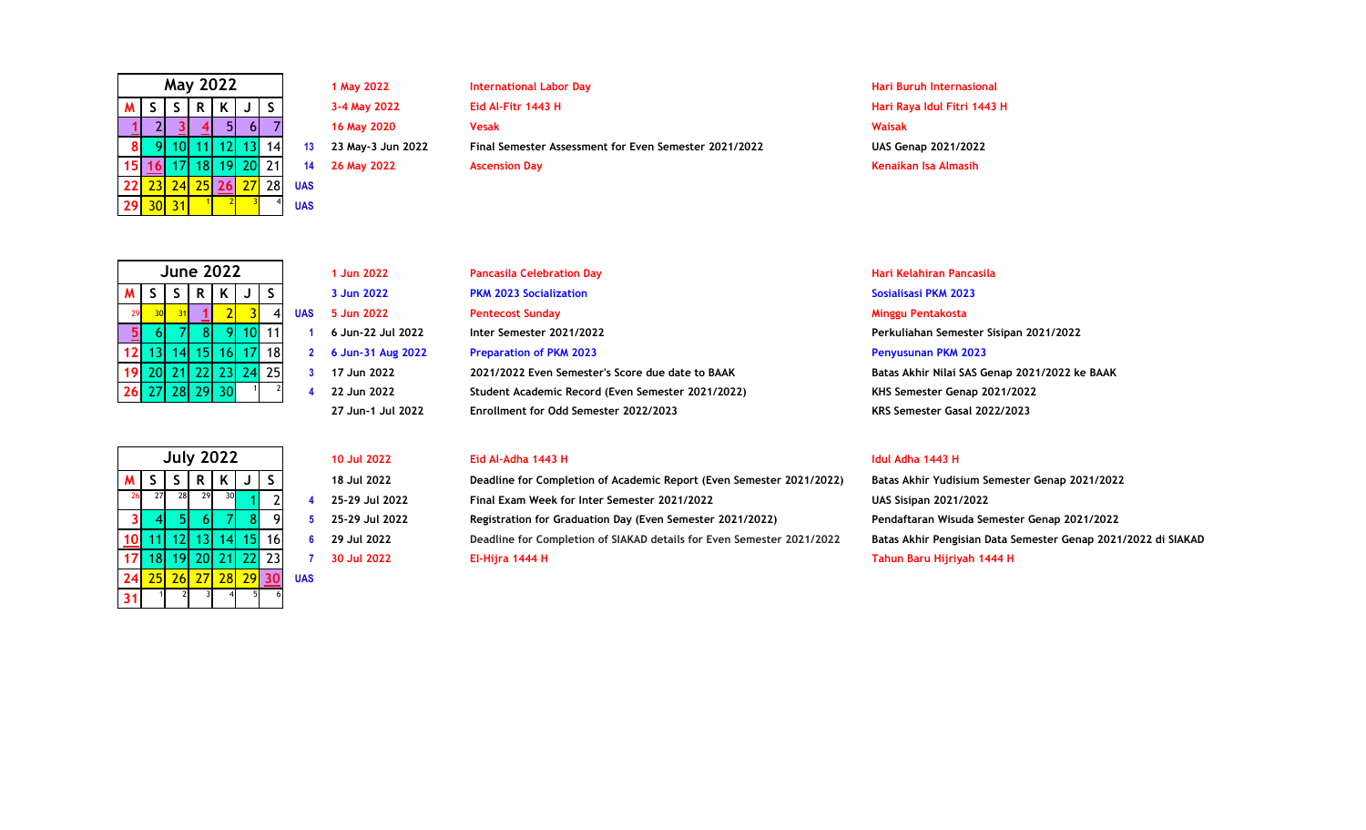| May 2022 | | | | | | | |
|---|---|---|---|---|---|---|---|
| M | S | S | R | K | J | S | |
| 1 | 2 | 3 | 4 | 5 | 6 | 7 | |
| 8 | 9 | 10 | 11 | 12 | 13 | 14 | 13 |
| 15 | 16 | 17 | 18 | 19 | 20 | 21 | 14 |
| 22 | 23 | 24 | 25 | 26 | 27 | 28 | UAS |
| 29 | 30 | 31 | 1 | 2 | 3 | 4 | UAS |

| Date | Event | Keterangan |
|---|---|---|
| 1 May 2022 | International Labor Day | Hari Buruh Internasional |
| 3-4 May 2022 | Eid Al-Fitr 1443 H | Hari Raya Idul Fitri 1443 H |
| 16 May 2020 | Vesak | Waisak |
| 23 May-3 Jun 2022 | Final Semester Assessment for Even Semester 2021/2022 | UAS Genap 2021/2022 |
| 26 May 2022 | Ascension Day | Kenaikan Isa Almasih |

| June 2022 | | | | | | | |
|---|---|---|---|---|---|---|---|
| M | S | S | R | K | J | S | |
| 29 | 30 | 31 | 1 | 2 | 3 | 4 | UAS |
| 5 | 6 | 7 | 8 | 9 | 10 | 11 | 1 |
| 12 | 13 | 14 | 15 | 16 | 17 | 18 | 2 |
| 19 | 20 | 21 | 22 | 23 | 24 | 25 | 3 |
| 26 | 27 | 28 | 29 | 30 | 1 | 2 | 4 |

| Date | Event | Keterangan |
|---|---|---|
| 1 Jun 2022 | Pancasila Celebration Day | Hari Kelahiran Pancasila |
| 3 Jun 2022 | PKM 2023 Socialization | Sosialisasi PKM 2023 |
| 5 Jun 2022 | Pentecost Sunday | Minggu Pentakosta |
| 6 Jun-22 Jul 2022 | Inter Semester 2021/2022 | Perkuliahan Semester Sisipan 2021/2022 |
| 6 Jun-31 Aug 2022 | Preparation of PKM 2023 | Penyusunan PKM 2023 |
| 17 Jun 2022 | 2021/2022 Even Semester's Score due date to BAAK | Batas Akhir Nilai SAS Genap 2021/2022 ke BAAK |
| 22 Jun 2022 | Student Academic Record (Even Semester 2021/2022) | KHS Semester Genap 2021/2022 |
| 27 Jun-1 Jul 2022 | Enrollment for Odd Semester 2022/2023 | KRS Semester Gasal 2022/2023 |

| July 2022 | | | | | | | |
|---|---|---|---|---|---|---|---|
| M | S | S | R | K | J | S | |
| 26 | 27 | 28 | 29 | 30 | 1 | 2 | 4 |
| 3 | 4 | 5 | 6 | 7 | 8 | 9 | 5 |
| 10 | 11 | 12 | 13 | 14 | 15 | 16 | 6 |
| 17 | 18 | 19 | 20 | 21 | 22 | 23 | 7 |
| 24 | 25 | 26 | 27 | 28 | 29 | 30 | UAS |
| 31 | 1 | 2 | 3 | 4 | 5 | 6 | |

| Date | Event | Keterangan |
|---|---|---|
| 10 Jul 2022 | Eid Al-Adha 1443 H | Idul Adha 1443 H |
| 18 Jul 2022 | Deadline for Completion of Academic Report (Even Semester 2021/2022) | Batas Akhir Yudisium Semester Genap 2021/2022 |
| 25-29 Jul 2022 | Final Exam Week for Inter Semester 2021/2022 | UAS Sisipan 2021/2022 |
| 25-29 Jul 2022 | Registration for Graduation Day (Even Semester 2021/2022) | Pendaftaran Wisuda Semester Genap 2021/2022 |
| 29 Jul 2022 | Deadline for Completion of SIAKAD details for Even Semester 2021/2022 | Batas Akhir Pengisian Data Semester Genap 2021/2022 di SIAKAD |
| 30 Jul 2022 | El-Hijra 1444 H | Tahun Baru Hijriyah 1444 H |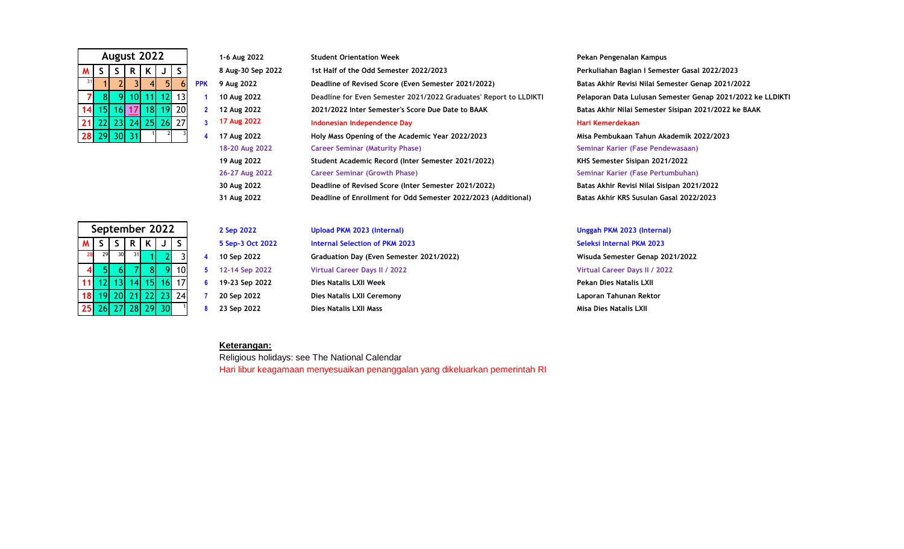| August 2022 | | | | | | |
|---|---|---|---|---|---|---|
| M | S | S | R | K | J | S |
| 31 | 1 | 2 | 3 | 4 | 5 | 6 |
| 7 | 8 | 9 | 10 | 11 | 12 | 13 |
| 14 | 15 | 16 | 17 | 18 | 19 | 20 |
| 21 | 22 | 23 | 24 | 25 | 26 | 27 |
| 28 | 29 | 30 | 31 | 1 | 2 | 3 |

| Week | Date | Event | Kegiatan |
|---|---|---|---|
| | 1-6 Aug 2022 | Student Orientation Week | Pekan Pengenalan Kampus |
| | 8 Aug-30 Sep 2022 | 1st Half of the Odd Semester 2022/2023 | Perkuliahan Bagian I Semester Gasal 2022/2023 |
| PPK | 9 Aug 2022 | Deadline of Revised Score (Even Semester 2021/2022) | Batas Akhir Revisi Nilai Semester Genap 2021/2022 |
| 1 | 10 Aug 2022 | Deadline for Even Semester 2021/2022 Graduates' Report to LLDIKTI | Pelaporan Data Lulusan Semester Genap 2021/2022 ke LLDIKTI |
| 2 | 12 Aug 2022 | 2021/2022 Inter Semester's Score Due Date to BAAK | Batas Akhir Nilai Semester Sisipan 2021/2022 ke BAAK |
| 3 | 17 Aug 2022 | Indonesian Independence Day | Hari Kemerdekaan |
| 4 | 17 Aug 2022 | Holy Mass Opening of the Academic Year 2022/2023 | Misa Pembukaan Tahun Akademik 2022/2023 |
| | 18-20 Aug 2022 | Career Seminar (Maturity Phase) | Seminar Karier (Fase Pendewasaan) |
| | 19 Aug 2022 | Student Academic Record (Inter Semester 2021/2022) | KHS Semester Sisipan 2021/2022 |
| | 26-27 Aug 2022 | Career Seminar (Growth Phase) | Seminar Karier (Fase Pertumbuhan) |
| | 30 Aug 2022 | Deadline of Revised Score (Inter Semester 2021/2022) | Batas Akhir Revisi Nilai Sisipan 2021/2022 |
| | 31 Aug 2022 | Deadline of Enrollment for Odd Semester 2022/2023 (Additional) | Batas Akhir KRS Susulan Gasal 2022/2023 |

| September 2022 | | | | | | |
|---|---|---|---|---|---|---|
| M | S | S | R | K | J | S |
| 28 | 29 | 30 | 31 | 1 | 2 | 3 |
| 4 | 5 | 6 | 7 | 8 | 9 | 10 |
| 11 | 12 | 13 | 14 | 15 | 16 | 17 |
| 18 | 19 | 20 | 21 | 22 | 23 | 24 |
| 25 | 26 | 27 | 28 | 29 | 30 | 1 |

| Week | Date | Event | Kegiatan |
|---|---|---|---|
| | 2 Sep 2022 | Upload PKM 2023 (Internal) | Unggah PKM 2023 (Internal) |
| | 5 Sep-3 Oct 2022 | Internal Selection of PKM 2023 | Seleksi Internal PKM 2023 |
| 4 | 10 Sep 2022 | Graduation Day (Even Semester 2021/2022) | Wisuda Semester Genap 2021/2022 |
| 5 | 12-14 Sep 2022 | Virtual Career Days II / 2022 | Virtual Career Days II / 2022 |
| 6 | 19-23 Sep 2022 | Dies Natalis LXII Week | Pekan Dies Natalis LXII |
| 7 | 20 Sep 2022 | Dies Natalis LXII Ceremony | Laporan Tahunan Rektor |
| 8 | 23 Sep 2022 | Dies Natalis LXII Mass | Misa Dies Natalis LXII |

**Keterangan:**

Religious holidays: see The National Calendar

Hari libur keagamaan menyesuaikan penanggalan yang dikeluarkan pemerintah RI